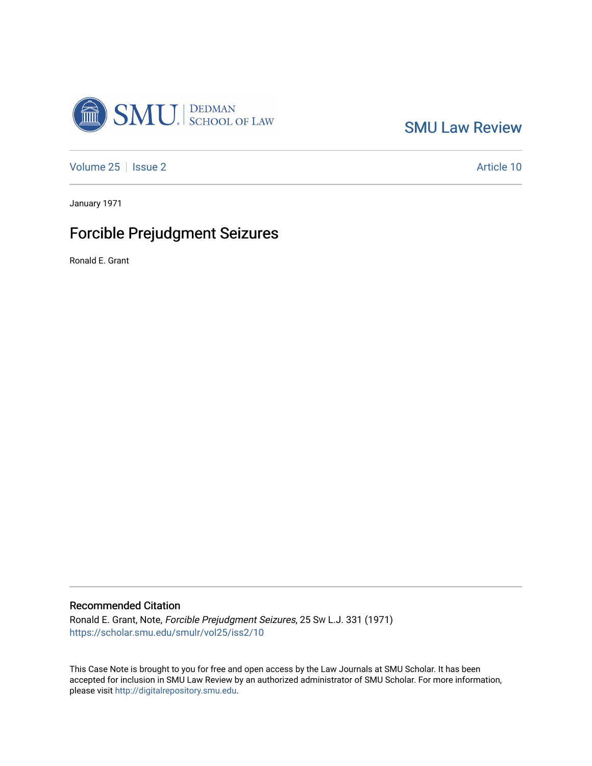SMU Law Review

Volume 25 | Issue 2 | Article 10

January 1971

# Forcible Prejudgment Seizures

Ronald E. Grant

## Recommended Citation

Ronald E. Grant, Note, *Forcible Prejudgment Seizures*, 25 Sw L.J. 331 (1971)
https://scholar.smu.edu/smulr/vol25/iss2/10

This Case Note is brought to you for free and open access by the Law Journals at SMU Scholar. It has been accepted for inclusion in SMU Law Review by an authorized administrator of SMU Scholar. For more information, please visit http://digitalrepository.smu.edu.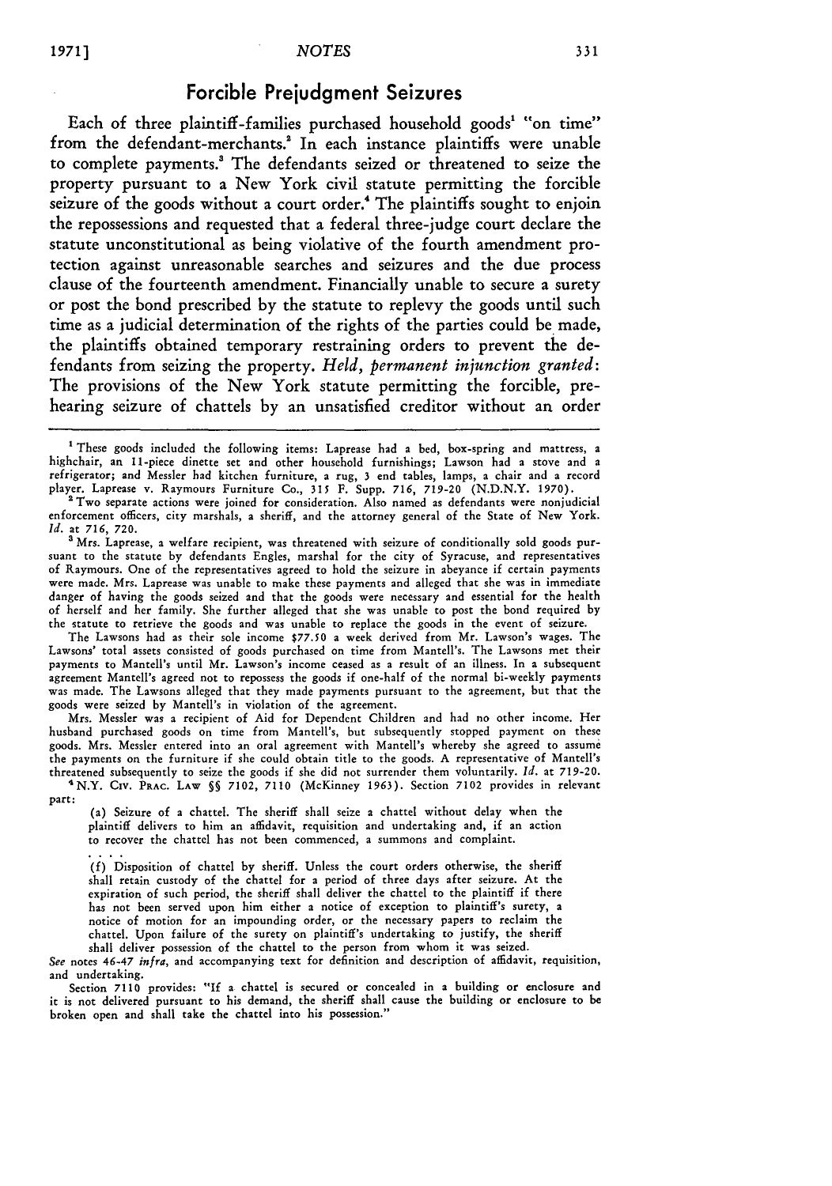## Forcible Prejudgment Seizures

Each of three plaintiff-families purchased household goods[1] "on time" from the defendant-merchants.[2] In each instance plaintiffs were unable to complete payments.[3] The defendants seized or threatened to seize the property pursuant to a New York civil statute permitting the forcible seizure of the goods without a court order.[4] The plaintiffs sought to enjoin the repossessions and requested that a federal three-judge court declare the statute unconstitutional as being violative of the fourth amendment protection against unreasonable searches and seizures and the due process clause of the fourteenth amendment. Financially unable to secure a surety or post the bond prescribed by the statute to replevy the goods until such time as a judicial determination of the rights of the parties could be made, the plaintiffs obtained temporary restraining orders to prevent the defendants from seizing the property. *Held, permanent injunction granted*: The provisions of the New York statute permitting the forcible, prehearing seizure of chattels by an unsatisfied creditor without an order

---

[1] These goods included the following items: Laprease had a bed, box-spring and mattress, a highchair, an 11-piece dinette set and other household furnishings; Lawson had a stove and a refrigerator; and Messler had kitchen furniture, a rug, 3 end tables, lamps, a chair and a record player. Laprease v. Raymours Furniture Co., 315 F. Supp. 716, 719-20 (N.D.N.Y. 1970).

[2] Two separate actions were joined for consideration. Also named as defendants were nonjudicial enforcement officers, city marshals, a sheriff, and the attorney general of the State of New York. *Id.* at 716, 720.

[3] Mrs. Laprease, a welfare recipient, was threatened with seizure of conditionally sold goods pursuant to the statute by defendants Engles, marshal for the city of Syracuse, and representatives of Raymours. One of the representatives agreed to hold the seizure in abeyance if certain payments were made. Mrs. Laprease was unable to make these payments and alleged that she was in immediate danger of having the goods seized and that the goods were necessary and essential for the health of herself and her family. She further alleged that she was unable to post the bond required by the statute to retrieve the goods and was unable to replace the goods in the event of seizure.

The Lawsons had as their sole income $77.50 a week derived from Mr. Lawson's wages. The Lawsons' total assets consisted of goods purchased on time from Mantell's. The Lawsons met their payments to Mantell's until Mr. Lawson's income ceased as a result of an illness. In a subsequent agreement Mantell's agreed not to repossess the goods if one-half of the normal bi-weekly payments was made. The Lawsons alleged that they made payments pursuant to the agreement, but that the goods were seized by Mantell's in violation of the agreement.

Mrs. Messler was a recipient of Aid for Dependent Children and had no other income. Her husband purchased goods on time from Mantell's, but subsequently stopped payment on these goods. Mrs. Messler entered into an oral agreement with Mantell's whereby she agreed to assume the payments on the furniture if she could obtain title to the goods. A representative of Mantell's threatened subsequently to seize the goods if she did not surrender them voluntarily. *Id.* at 719-20.

[4] N.Y. Civ. Prac. Law §§ 7102, 7110 (McKinney 1963). Section 7102 provides in relevant part:

> (a) Seizure of a chattel. The sheriff shall seize a chattel without delay when the plaintiff delivers to him an affidavit, requisition and undertaking and, if an action to recover the chattel has not been commenced, a summons and complaint.
>
> . . . .
>
> (f) Disposition of chattel by sheriff. Unless the court orders otherwise, the sheriff shall retain custody of the chattel for a period of three days after seizure. At the expiration of such period, the sheriff shall deliver the chattel to the plaintiff if there has not been served upon him either a notice of exception to plaintiff's surety, a notice of motion for an impounding order, or the necessary papers to reclaim the chattel. Upon failure of the surety on plaintiff's undertaking to justify, the sheriff shall deliver possession of the chattel to the person from whom it was seized.

*See* notes 46-47 *infra*, and accompanying text for definition and description of affidavit, requisition, and undertaking.

Section 7110 provides: "If a chattel is secured or concealed in a building or enclosure and it is not delivered pursuant to his demand, the sheriff shall cause the building or enclosure to be broken open and shall take the chattel into his possession."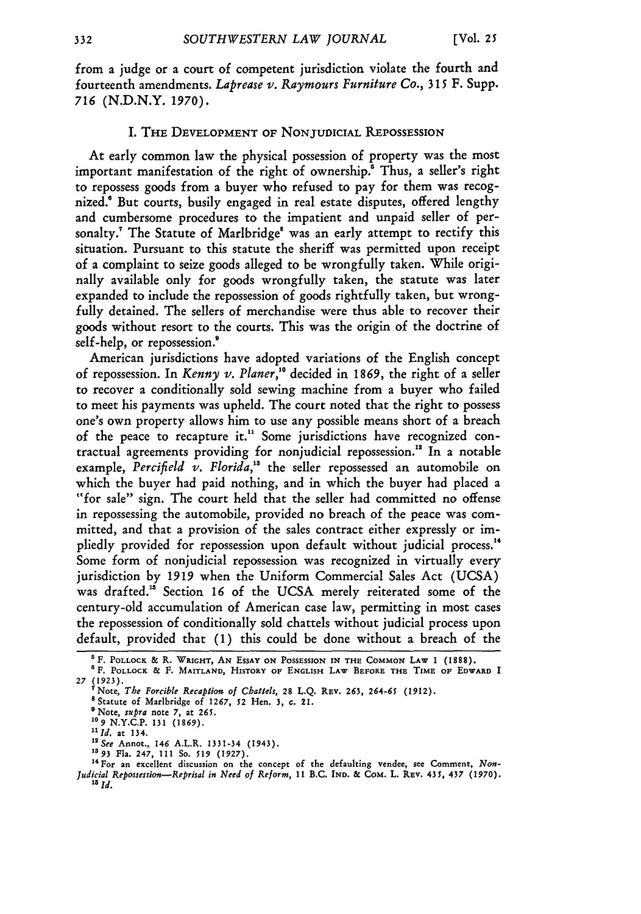from a judge or a court of competent jurisdiction violate the fourth and fourteenth amendments. *Laprease v. Raymours Furniture Co.*, 315 F. Supp. 716 (N.D.N.Y. 1970).

## I. THE DEVELOPMENT OF NONJUDICIAL REPOSSESSION

At early common law the physical possession of property was the most important manifestation of the right of ownership.[5] Thus, a seller's right to repossess goods from a buyer who refused to pay for them was recognized.[6] But courts, busily engaged in real estate disputes, offered lengthy and cumbersome procedures to the impatient and unpaid seller of personalty.[7] The Statute of Marlbridge[8] was an early attempt to rectify this situation. Pursuant to this statute the sheriff was permitted upon receipt of a complaint to seize goods alleged to be wrongfully taken. While originally available only for goods wrongfully taken, the statute was later expanded to include the repossession of goods rightfully taken, but wrongfully detained. The sellers of merchandise were thus able to recover their goods without resort to the courts. This was the origin of the doctrine of self-help, or repossession.[9]

American jurisdictions have adopted variations of the English concept of repossession. In *Kenny v. Planer*,[10] decided in 1869, the right of a seller to recover a conditionally sold sewing machine from a buyer who failed to meet his payments was upheld. The court noted that the right to possess one's own property allows him to use any possible means short of a breach of the peace to recapture it.[11] Some jurisdictions have recognized contractual agreements providing for nonjudicial repossession.[12] In a notable example, *Percifield v. Florida*,[13] the seller repossessed an automobile on which the buyer had paid nothing, and in which the buyer had placed a "for sale" sign. The court held that the seller had committed no offense in repossessing the automobile, provided no breach of the peace was committed, and that a provision of the sales contract either expressly or impliedly provided for repossession upon default without judicial process.[14] Some form of nonjudicial repossession was recognized in virtually every jurisdiction by 1919 when the Uniform Commercial Sales Act (UCSA) was drafted.[15] Section 16 of the UCSA merely reiterated some of the century-old accumulation of American case law, permitting in most cases the repossession of conditionally sold chattels without judicial process upon default, provided that (1) this could be done without a breach of the

---

[5] F. POLLOCK & R. WRIGHT, AN ESSAY ON POSSESSION IN THE COMMON LAW 1 (1888).

[6] F. POLLOCK & F. MAITLAND, HISTORY OF ENGLISH LAW BEFORE THE TIME OF EDWARD I 27 (1923).

[7] Note, *The Forcible Recaption of Chattels*, 28 L.Q. REV. 263, 264-65 (1912).

[8] Statute of Marlbridge of 1267, 52 Hen. 3, c. 21.

[9] Note, *supra* note 7, at 265.

[10] 9 N.Y.C.P. 131 (1869).

[11] *Id.* at 134.

[12] *See* Annot., 146 A.L.R. 1331-34 (1943).

[13] 93 Fla. 247, 111 So. 519 (1927).

[14] For an excellent discussion on the concept of the defaulting vendee, see Comment, *Non-Judicial Repossession—Reprisal in Need of Reform*, 11 B.C. IND. & COM. L. REV. 435, 437 (1970).

[15] *Id.*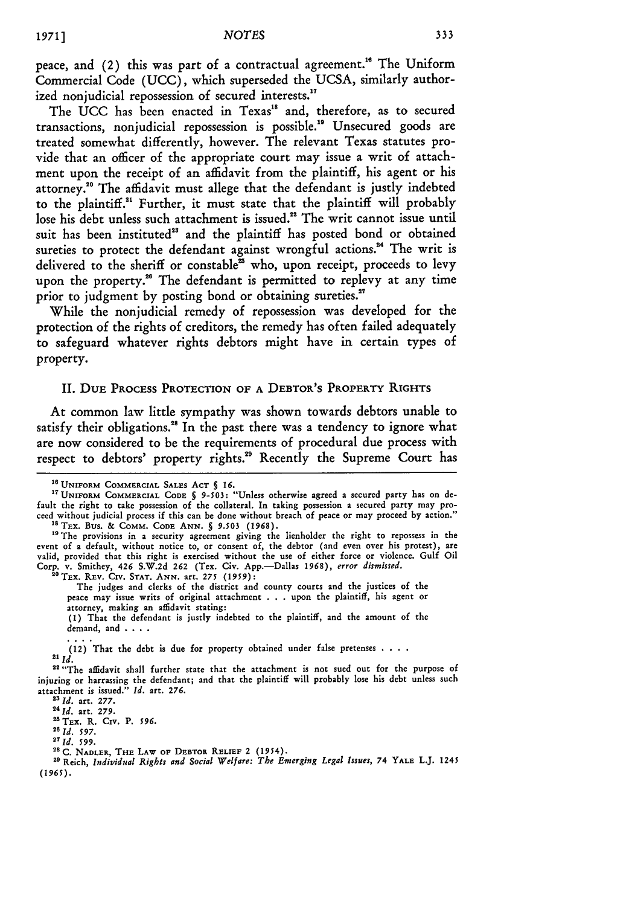peace, and (2) this was part of a contractual agreement.[16] The Uniform Commercial Code (UCC), which superseded the UCSA, similarly authorized nonjudicial repossession of secured interests.[17]

The UCC has been enacted in Texas[18] and, therefore, as to secured transactions, nonjudicial repossession is possible.[19] Unsecured goods are treated somewhat differently, however. The relevant Texas statutes provide that an officer of the appropriate court may issue a writ of attachment upon the receipt of an affidavit from the plaintiff, his agent or his attorney.[20] The affidavit must allege that the defendant is justly indebted to the plaintiff.[21] Further, it must state that the plaintiff will probably lose his debt unless such attachment is issued.[22] The writ cannot issue until suit has been instituted[23] and the plaintiff has posted bond or obtained sureties to protect the defendant against wrongful actions.[24] The writ is delivered to the sheriff or constable[25] who, upon receipt, proceeds to levy upon the property.[26] The defendant is permitted to replevy at any time prior to judgment by posting bond or obtaining sureties.[27]

While the nonjudicial remedy of repossession was developed for the protection of the rights of creditors, the remedy has often failed adequately to safeguard whatever rights debtors might have in certain types of property.

## II. Due Process Protection of a Debtor's Property Rights

At common law little sympathy was shown towards debtors unable to satisfy their obligations.[28] In the past there was a tendency to ignore what are now considered to be the requirements of procedural due process with respect to debtors' property rights.[29] Recently the Supreme Court has

---

[16] Uniform Commercial Sales Act § 16.

[17] Uniform Commercial Code § 9-503: "Unless otherwise agreed a secured party has on default the right to take possession of the collateral. In taking possession a secured party may proceed without judicial process if this can be done without breach of peace or may proceed by action."

[18] Tex. Bus. & Comm. Code Ann. § 9.503 (1968).

[19] The provisions in a security agreement giving the lienholder the right to repossess in the event of a default, without notice to, or consent of, the debtor (and even over his protest), are valid, provided that this right is exercised without the use of either force or violence. Gulf Oil Corp. v. Smithey, 426 S.W.2d 262 (Tex. Civ. App.—Dallas 1968), *error dismissed*.

[20] Tex. Rev. Civ. Stat. Ann. art. 275 (1959):

> The judges and clerks of the district and county courts and the justices of the peace may issue writs of original attachment . . . upon the plaintiff, his agent or attorney, making an affidavit stating:
>
> (1) That the defendant is justly indebted to the plaintiff, and the amount of the demand, and . . . .
>
> . . . .
>
> (12) That the debt is due for property obtained under false pretenses . . . .

[21] *Id.*

[22] "The affidavit shall further state that the attachment is not sued out for the purpose of injuring or harrassing the defendant; and that the plaintiff will probably lose his debt unless such attachment is issued." *Id.* art. 276.

[23] *Id.* art. 277.

[24] *Id.* art. 279.

[25] Tex. R. Civ. P. 596.

[26] *Id.* 597.

[27] *Id.* 599.

[28] C. Nadler, The Law of Debtor Relief 2 (1954).

[29] Reich, *Individual Rights and Social Welfare: The Emerging Legal Issues*, 74 Yale L.J. 1245 (1965).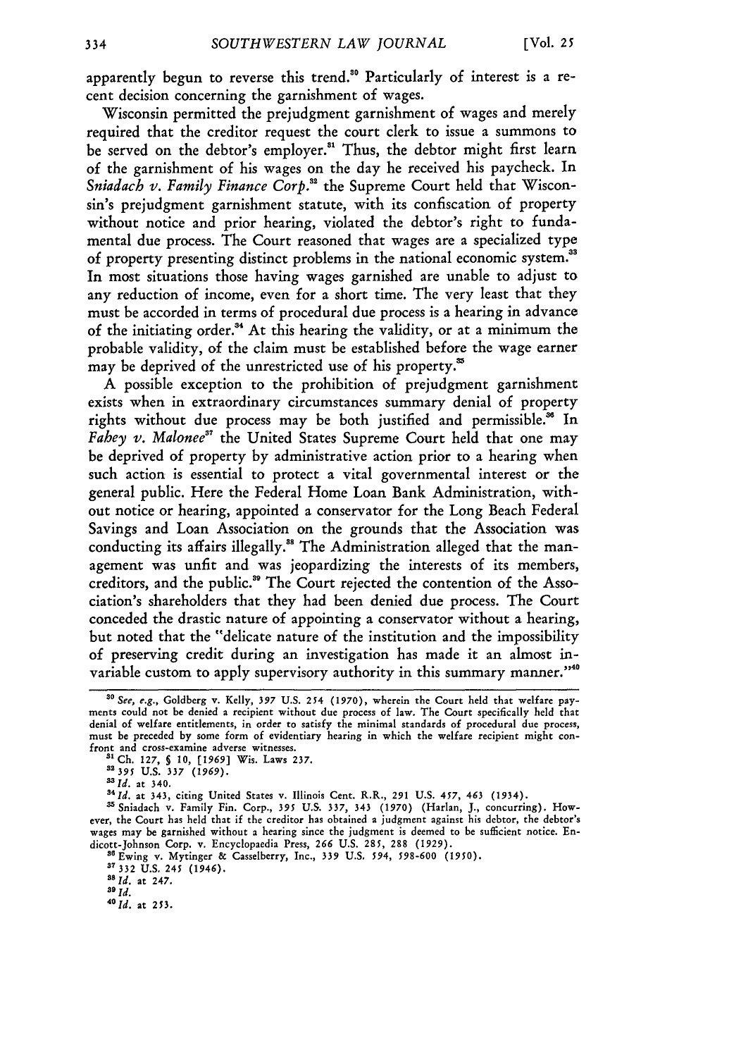apparently begun to reverse this trend.[30] Particularly of interest is a recent decision concerning the garnishment of wages.

Wisconsin permitted the prejudgment garnishment of wages and merely required that the creditor request the court clerk to issue a summons to be served on the debtor's employer.[31] Thus, the debtor might first learn of the garnishment of his wages on the day he received his paycheck. In *Sniadach v. Family Finance Corp.*[32] the Supreme Court held that Wisconsin's prejudgment garnishment statute, with its confiscation of property without notice and prior hearing, violated the debtor's right to fundamental due process. The Court reasoned that wages are a specialized type of property presenting distinct problems in the national economic system.[33] In most situations those having wages garnished are unable to adjust to any reduction of income, even for a short time. The very least that they must be accorded in terms of procedural due process is a hearing in advance of the initiating order.[34] At this hearing the validity, or at a minimum the probable validity, of the claim must be established before the wage earner may be deprived of the unrestricted use of his property.[35]

A possible exception to the prohibition of prejudgment garnishment exists when in extraordinary circumstances summary denial of property rights without due process may be both justified and permissible.[36] In *Fahey v. Malonee*[37] the United States Supreme Court held that one may be deprived of property by administrative action prior to a hearing when such action is essential to protect a vital governmental interest or the general public. Here the Federal Home Loan Bank Administration, without notice or hearing, appointed a conservator for the Long Beach Federal Savings and Loan Association on the grounds that the Association was conducting its affairs illegally.[38] The Administration alleged that the management was unfit and was jeopardizing the interests of its members, creditors, and the public.[39] The Court rejected the contention of the Association's shareholders that they had been denied due process. The Court conceded the drastic nature of appointing a conservator without a hearing, but noted that the "delicate nature of the institution and the impossibility of preserving credit during an investigation has made it an almost invariable custom to apply supervisory authority in this summary manner."[40]

---

[30] *See, e.g.*, Goldberg v. Kelly, 397 U.S. 254 (1970), wherein the Court held that welfare payments could not be denied a recipient without due process of law. The Court specifically held that denial of welfare entitlements, in order to satisfy the minimal standards of procedural due process, must be preceded by some form of evidentiary hearing in which the welfare recipient might confront and cross-examine adverse witnesses.

[31] Ch. 127, § 10, [1969] Wis. Laws 237.

[32] 395 U.S. 337 (1969).

[33] *Id.* at 340.

[34] *Id.* at 343, citing United States v. Illinois Cent. R.R., 291 U.S. 457, 463 (1934).

[35] Sniadach v. Family Fin. Corp., 395 U.S. 337, 343 (1970) (Harlan, J., concurring). However, the Court has held that if the creditor has obtained a judgment against his debtor, the debtor's wages may be garnished without a hearing since the judgment is deemed to be sufficient notice. Endicott-Johnson Corp. v. Encyclopaedia Press, 266 U.S. 285, 288 (1929).

[36] Ewing v. Mytinger & Casselberry, Inc., 339 U.S. 594, 598-600 (1950).

[37] 332 U.S. 245 (1946).

[38] *Id.* at 247.

[39] *Id.*

[40] *Id.* at 253.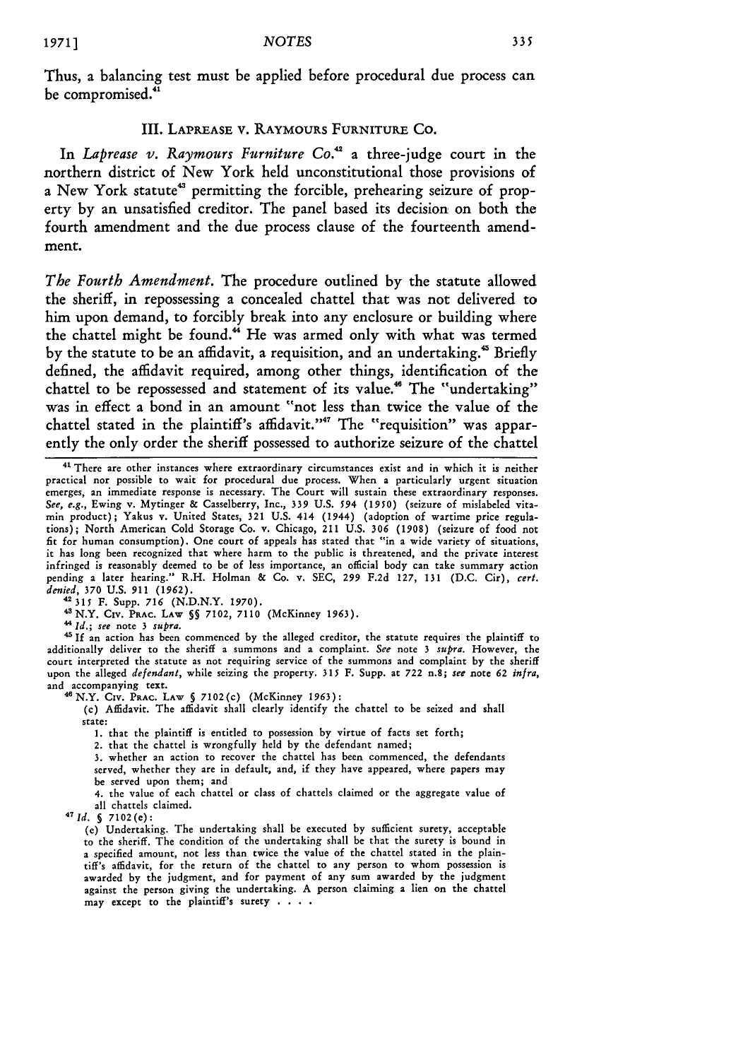Thus, a balancing test must be applied before procedural due process can be compromised.[41]

## III. LAPREASE V. RAYMOURS FURNITURE CO.

In *Laprease v. Raymours Furniture Co.*[42] a three-judge court in the northern district of New York held unconstitutional those provisions of a New York statute[43] permitting the forcible, prehearing seizure of property by an unsatisfied creditor. The panel based its decision on both the fourth amendment and the due process clause of the fourteenth amendment.

*The Fourth Amendment.* The procedure outlined by the statute allowed the sheriff, in repossessing a concealed chattel that was not delivered to him upon demand, to forcibly break into any enclosure or building where the chattel might be found.[44] He was armed only with what was termed by the statute to be an affidavit, a requisition, and an undertaking.[45] Briefly defined, the affidavit required, among other things, identification of the chattel to be repossessed and statement of its value.[46] The "undertaking" was in effect a bond in an amount "not less than twice the value of the chattel stated in the plaintiff's affidavit."[47] The "requisition" was apparently the only order the sheriff possessed to authorize seizure of the chattel

---

[41] There are other instances where extraordinary circumstances exist and in which it is neither practical nor possible to wait for procedural due process. When a particularly urgent situation emerges, an immediate response is necessary. The Court will sustain these extraordinary responses. *See, e.g.*, Ewing v. Mytinger & Casselberry, Inc., 339 U.S. 594 (1950) (seizure of mislabeled vitamin product); Yakus v. United States, 321 U.S. 414 (1944) (adoption of wartime price regulations); North American Cold Storage Co. v. Chicago, 211 U.S. 306 (1908) (seizure of food not fit for human consumption). One court of appeals has stated that "in a wide variety of situations, it has long been recognized that where harm to the public is threatened, and the private interest infringed is reasonably deemed to be of less importance, an official body can take summary action pending a later hearing." R.H. Holman & Co. v. SEC, 299 F.2d 127, 131 (D.C. Cir), *cert. denied*, 370 U.S. 911 (1962).

[42] 315 F. Supp. 716 (N.D.N.Y. 1970).

[43] N.Y. CIV. PRAC. LAW §§ 7102, 7110 (McKinney 1963).

[44] *Id.*; *see* note 3 *supra.*

[45] If an action has been commenced by the alleged creditor, the statute requires the plaintiff to additionally deliver to the sheriff a summons and a complaint. *See* note 3 *supra*. However, the court interpreted the statute as not requiring service of the summons and complaint by the sheriff upon the alleged *defendant*, while seizing the property. 315 F. Supp. at 722 n.8; *see* note 62 *infra*, and accompanying text.

[46] N.Y. CIV. PRAC. LAW § 7102(c) (McKinney 1963):

> (c) Affidavit. The affidavit shall clearly identify the chattel to be seized and shall state:
>
> 1. that the plaintiff is entitled to possession by virtue of facts set forth;
> 2. that the chattel is wrongfully held by the defendant named;
> 3. whether an action to recover the chattel has been commenced, the defendants served, whether they are in default, and, if they have appeared, where papers may be served upon them; and
> 4. the value of each chattel or class of chattels claimed or the aggregate value of all chattels claimed.

[47] *Id.* § 7102(e):

> (e) Undertaking. The undertaking shall be executed by sufficient surety, acceptable to the sheriff. The condition of the undertaking shall be that the surety is bound in a specified amount, not less than twice the value of the chattel stated in the plaintiff's affidavit, for the return of the chattel to any person to whom possession is awarded by the judgment, and for payment of any sum awarded by the judgment against the person giving the undertaking. A person claiming a lien on the chattel may except to the plaintiff's surety . . . .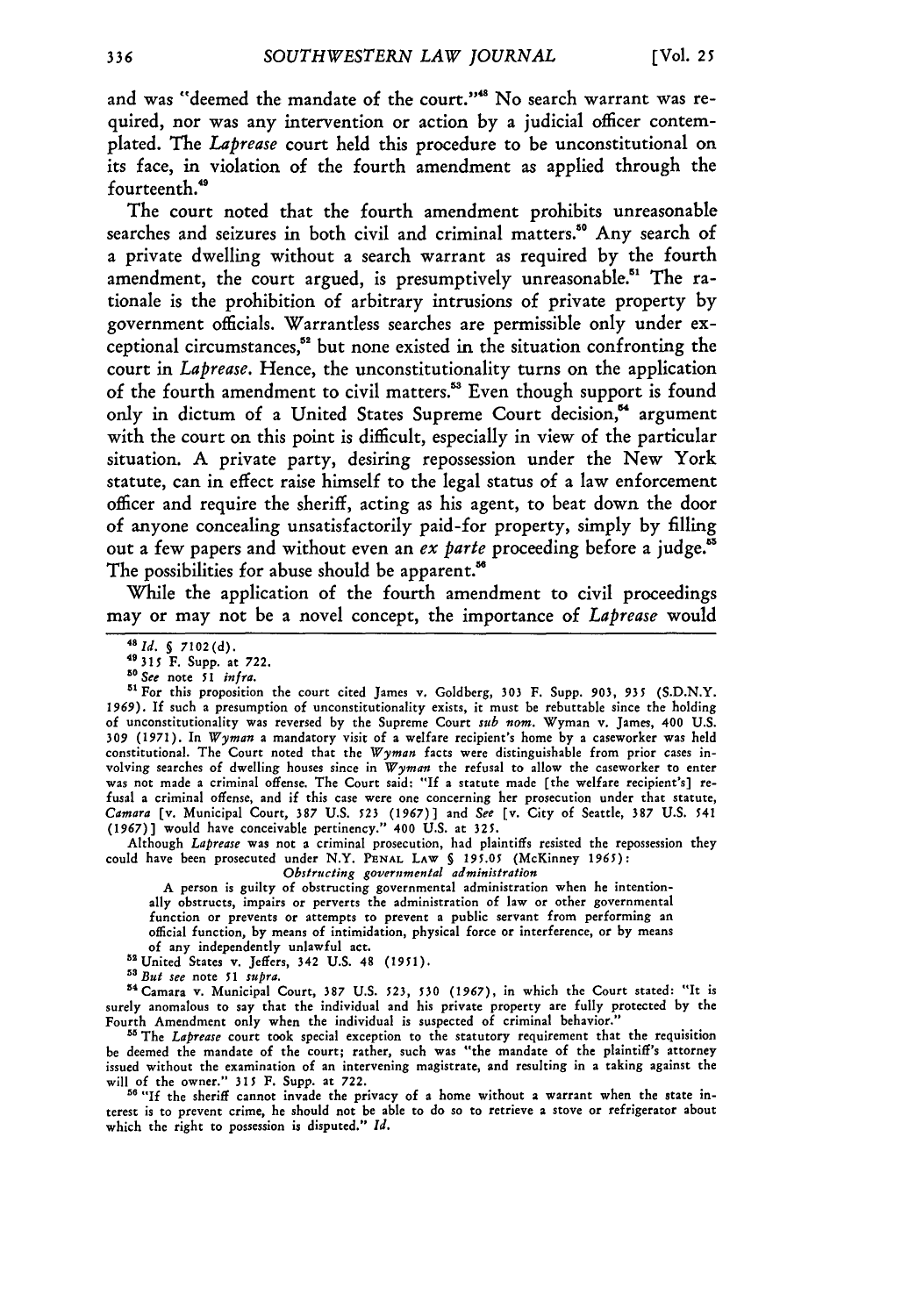and was "deemed the mandate of the court."[48] No search warrant was required, nor was any intervention or action by a judicial officer contemplated. The *Laprease* court held this procedure to be unconstitutional on its face, in violation of the fourth amendment as applied through the fourteenth.[49]

The court noted that the fourth amendment prohibits unreasonable searches and seizures in both civil and criminal matters.[50] Any search of a private dwelling without a search warrant as required by the fourth amendment, the court argued, is presumptively unreasonable.[51] The rationale is the prohibition of arbitrary intrusions of private property by government officials. Warrantless searches are permissible only under exceptional circumstances,[52] but none existed in the situation confronting the court in *Laprease.* Hence, the unconstitutionality turns on the application of the fourth amendment to civil matters.[53] Even though support is found only in dictum of a United States Supreme Court decision,[54] argument with the court on this point is difficult, especially in view of the particular situation. A private party, desiring repossession under the New York statute, can in effect raise himself to the legal status of a law enforcement officer and require the sheriff, acting as his agent, to beat down the door of anyone concealing unsatisfactorily paid-for property, simply by filling out a few papers and without even an *ex parte* proceeding before a judge.[55] The possibilities for abuse should be apparent.[56]

While the application of the fourth amendment to civil proceedings may or may not be a novel concept, the importance of *Laprease* would

---

[48] *Id.* § 7102(d).

[49] 315 F. Supp. at 722.

[50] *See* note 51 *infra.*

[51] For this proposition the court cited James v. Goldberg, 303 F. Supp. 903, 935 (S.D.N.Y. 1969). If such a presumption of unconstitutionality exists, it must be rebuttable since the holding of unconstitutionality was reversed by the Supreme Court *sub nom.* Wyman v. James, 400 U.S. 309 (1971). In *Wyman* a mandatory visit of a welfare recipient's home by a caseworker was held constitutional. The Court noted that the *Wyman* facts were distinguishable from prior cases involving searches of dwelling houses since in *Wyman* the refusal to allow the caseworker to enter was not made a criminal offense. The Court said: "If a statute made [the welfare recipient's] refusal a criminal offense, and if this case were one concerning her prosecution under that statute, *Camara* [v. Municipal Court, 387 U.S. 523 (1967)] and *See* [v. City of Seattle, 387 U.S. 541 (1967)] would have conceivable pertinency." 400 U.S. at 325.

Although *Laprease* was not a criminal prosecution, had plaintiffs resisted the repossession they could have been prosecuted under N.Y. PENAL LAW § 195.05 (McKinney 1965):

> *Obstructing governmental administration*
>
> A person is guilty of obstructing governmental administration when he intentionally obstructs, impairs or perverts the administration of law or other governmental function or prevents or attempts to prevent a public servant from performing an official function, by means of intimidation, physical force or interference, or by means of any independently unlawful act.

[52] United States v. Jeffers, 342 U.S. 48 (1951).

[53] *But see* note 51 *supra.*

[54] Camara v. Municipal Court, 387 U.S. 523, 530 (1967), in which the Court stated: "It is surely anomalous to say that the individual and his private property are fully protected by the Fourth Amendment only when the individual is suspected of criminal behavior."

[55] The *Laprease* court took special exception to the statutory requirement that the requisition be deemed the mandate of the court; rather, such was "the mandate of the plaintiff's attorney issued without the examination of an intervening magistrate, and resulting in a taking against the will of the owner." 315 F. Supp. at 722.

[56] "If the sheriff cannot invade the privacy of a home without a warrant when the state interest is to prevent crime, he should not be able to do so to retrieve a stove or refrigerator about which the right to possession is disputed." *Id.*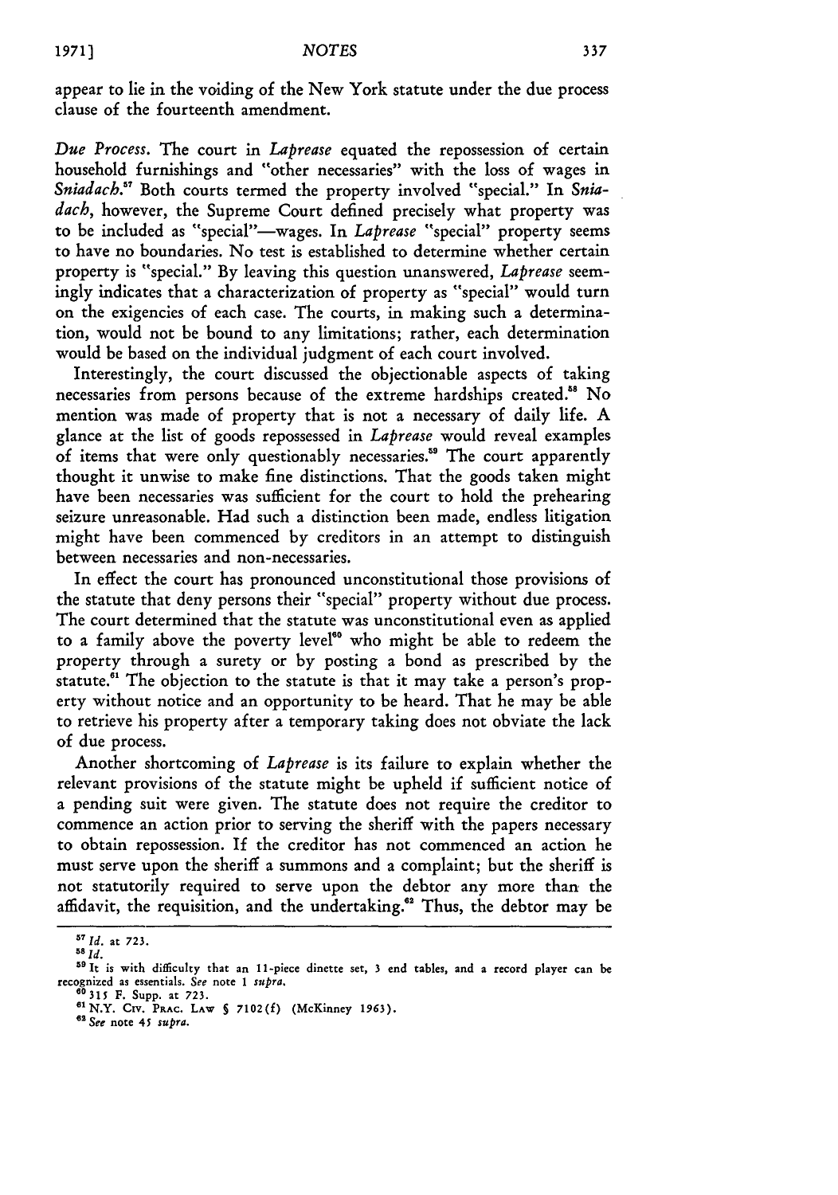appear to lie in the voiding of the New York statute under the due process clause of the fourteenth amendment.

*Due Process.* The court in *Laprease* equated the repossession of certain household furnishings and "other necessaries" with the loss of wages in *Sniadach.*[57] Both courts termed the property involved "special." In *Sniadach*, however, the Supreme Court defined precisely what property was to be included as "special"—wages. In *Laprease* "special" property seems to have no boundaries. No test is established to determine whether certain property is "special." By leaving this question unanswered, *Laprease* seemingly indicates that a characterization of property as "special" would turn on the exigencies of each case. The courts, in making such a determination, would not be bound to any limitations; rather, each determination would be based on the individual judgment of each court involved.

Interestingly, the court discussed the objectionable aspects of taking necessaries from persons because of the extreme hardships created.[58] No mention was made of property that is not a necessary of daily life. A glance at the list of goods repossessed in *Laprease* would reveal examples of items that were only questionably necessaries.[59] The court apparently thought it unwise to make fine distinctions. That the goods taken might have been necessaries was sufficient for the court to hold the prehearing seizure unreasonable. Had such a distinction been made, endless litigation might have been commenced by creditors in an attempt to distinguish between necessaries and non-necessaries.

In effect the court has pronounced unconstitutional those provisions of the statute that deny persons their "special" property without due process. The court determined that the statute was unconstitutional even as applied to a family above the poverty level[60] who might be able to redeem the property through a surety or by posting a bond as prescribed by the statute.[61] The objection to the statute is that it may take a person's property without notice and an opportunity to be heard. That he may be able to retrieve his property after a temporary taking does not obviate the lack of due process.

Another shortcoming of *Laprease* is its failure to explain whether the relevant provisions of the statute might be upheld if sufficient notice of a pending suit were given. The statute does not require the creditor to commence an action prior to serving the sheriff with the papers necessary to obtain repossession. If the creditor has not commenced an action he must serve upon the sheriff a summons and a complaint; but the sheriff is not statutorily required to serve upon the debtor any more than the affidavit, the requisition, and the undertaking.[62] Thus, the debtor may be

---

[57] *Id.* at 723.

[58] *Id.*

[59] It is with difficulty that an 11-piece dinette set, 3 end tables, and a record player can be recognized as essentials. *See* note 1 *supra.*

[60] 315 F. Supp. at 723.

[61] N.Y. Civ. Prac. Law § 7102(f) (McKinney 1963).

[62] *See* note 45 *supra.*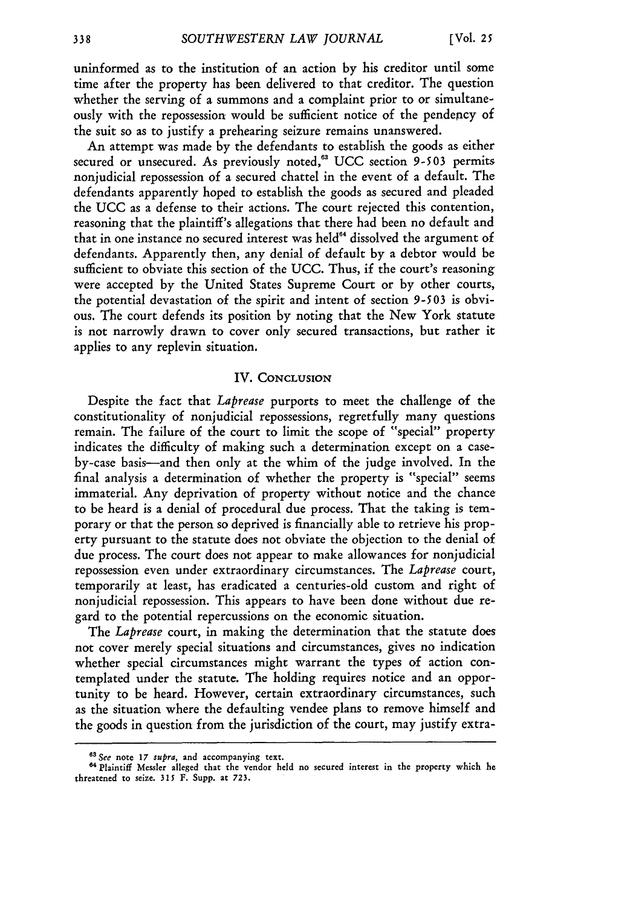uninformed as to the institution of an action by his creditor until some time after the property has been delivered to that creditor. The question whether the serving of a summons and a complaint prior to or simultaneously with the repossession would be sufficient notice of the pendency of the suit so as to justify a prehearing seizure remains unanswered.

An attempt was made by the defendants to establish the goods as either secured or unsecured. As previously noted,[63] UCC section 9-503 permits nonjudicial repossession of a secured chattel in the event of a default. The defendants apparently hoped to establish the goods as secured and pleaded the UCC as a defense to their actions. The court rejected this contention, reasoning that the plaintiff's allegations that there had been no default and that in one instance no secured interest was held[64] dissolved the argument of defendants. Apparently then, any denial of default by a debtor would be sufficient to obviate this section of the UCC. Thus, if the court's reasoning were accepted by the United States Supreme Court or by other courts, the potential devastation of the spirit and intent of section 9-503 is obvious. The court defends its position by noting that the New York statute is not narrowly drawn to cover only secured transactions, but rather it applies to any replevin situation.

## IV. Conclusion

Despite the fact that *Laprease* purports to meet the challenge of the constitutionality of nonjudicial repossessions, regretfully many questions remain. The failure of the court to limit the scope of "special" property indicates the difficulty of making such a determination except on a case-by-case basis—and then only at the whim of the judge involved. In the final analysis a determination of whether the property is "special" seems immaterial. Any deprivation of property without notice and the chance to be heard is a denial of procedural due process. That the taking is temporary or that the person so deprived is financially able to retrieve his property pursuant to the statute does not obviate the objection to the denial of due process. The court does not appear to make allowances for nonjudicial repossession even under extraordinary circumstances. The *Laprease* court, temporarily at least, has eradicated a centuries-old custom and right of nonjudicial repossession. This appears to have been done without due regard to the potential repercussions on the economic situation.

The *Laprease* court, in making the determination that the statute does not cover merely special situations and circumstances, gives no indication whether special circumstances might warrant the types of action contemplated under the statute. The holding requires notice and an opportunity to be heard. However, certain extraordinary circumstances, such as the situation where the defaulting vendee plans to remove himself and the goods in question from the jurisdiction of the court, may justify extra-

---

[63] *See* note 17 *supra*, and accompanying text.

[64] Plaintiff Messler alleged that the vendor held no secured interest in the property which he threatened to seize. 315 F. Supp. at 723.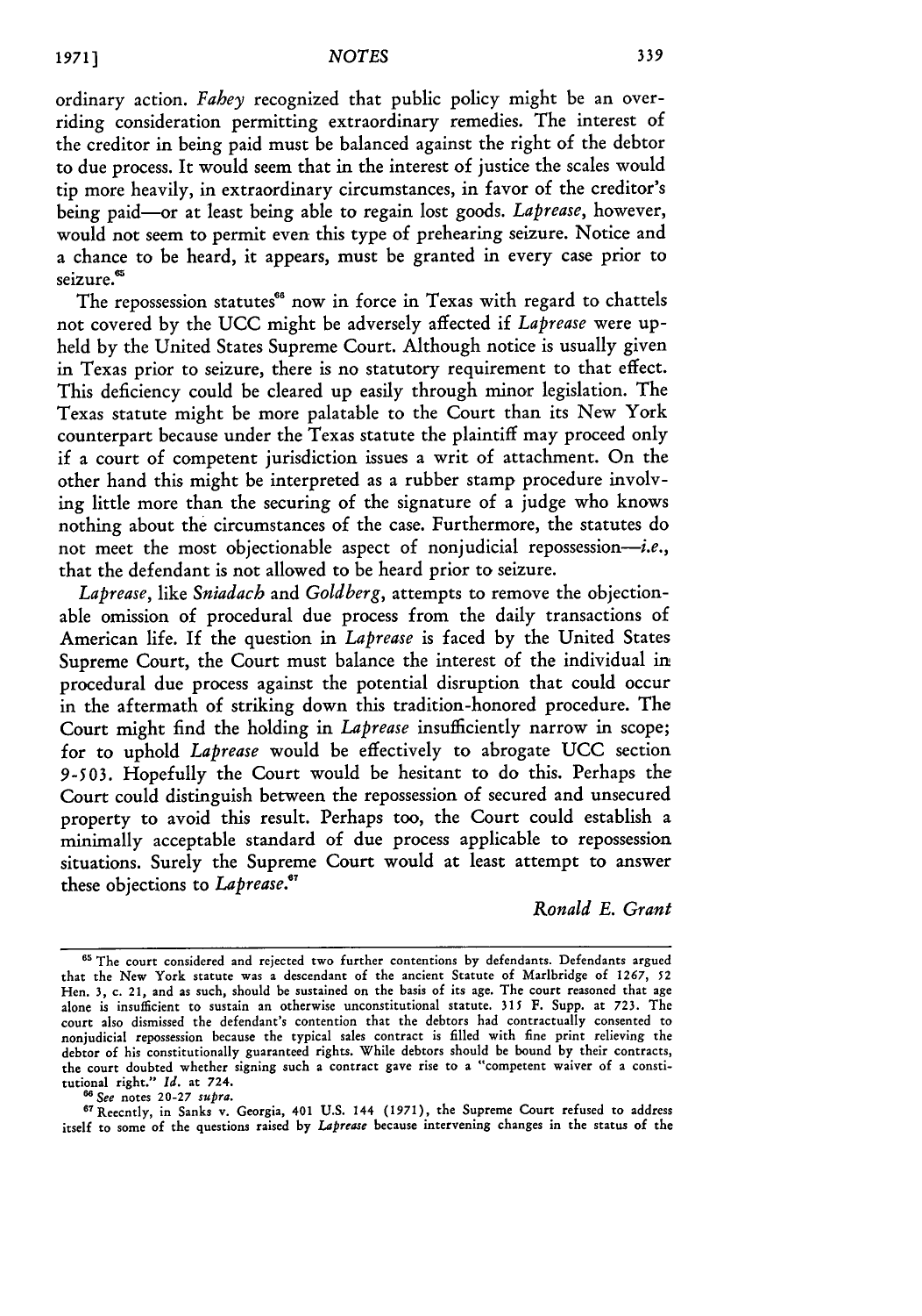ordinary action. *Fahey* recognized that public policy might be an overriding consideration permitting extraordinary remedies. The interest of the creditor in being paid must be balanced against the right of the debtor to due process. It would seem that in the interest of justice the scales would tip more heavily, in extraordinary circumstances, in favor of the creditor's being paid—or at least being able to regain lost goods. *Laprease*, however, would not seem to permit even this type of prehearing seizure. Notice and a chance to be heard, it appears, must be granted in every case prior to seizure.[65]

The repossession statutes[66] now in force in Texas with regard to chattels not covered by the UCC might be adversely affected if *Laprease* were upheld by the United States Supreme Court. Although notice is usually given in Texas prior to seizure, there is no statutory requirement to that effect. This deficiency could be cleared up easily through minor legislation. The Texas statute might be more palatable to the Court than its New York counterpart because under the Texas statute the plaintiff may proceed only if a court of competent jurisdiction issues a writ of attachment. On the other hand this might be interpreted as a rubber stamp procedure involving little more than the securing of the signature of a judge who knows nothing about the circumstances of the case. Furthermore, the statutes do not meet the most objectionable aspect of nonjudicial repossession—*i.e.*, that the defendant is not allowed to be heard prior to seizure.

*Laprease*, like *Sniadach* and *Goldberg*, attempts to remove the objectionable omission of procedural due process from the daily transactions of American life. If the question in *Laprease* is faced by the United States Supreme Court, the Court must balance the interest of the individual in procedural due process against the potential disruption that could occur in the aftermath of striking down this tradition-honored procedure. The Court might find the holding in *Laprease* insufficiently narrow in scope; for to uphold *Laprease* would be effectively to abrogate UCC section 9-503. Hopefully the Court would be hesitant to do this. Perhaps the Court could distinguish between the repossession of secured and unsecured property to avoid this result. Perhaps too, the Court could establish a minimally acceptable standard of due process applicable to repossession situations. Surely the Supreme Court would at least attempt to answer these objections to *Laprease*.[67]

*Ronald E. Grant*

---

[65] The court considered and rejected two further contentions by defendants. Defendants argued that the New York statute was a descendant of the ancient Statute of Marlbridge of 1267, 52 Hen. 3, c. 21, and as such, should be sustained on the basis of its age. The court reasoned that age alone is insufficient to sustain an otherwise unconstitutional statute. 315 F. Supp. at 723. The court also dismissed the defendant's contention that the debtors had contractually consented to nonjudicial repossession because the typical sales contract is filled with fine print relieving the debtor of his constitutionally guaranteed rights. While debtors should be bound by their contracts, the court doubted whether signing such a contract gave rise to a "competent waiver of a constitutional right." *Id.* at 724.

[66] *See* notes 20-27 *supra*.

[67] Recently, in Sanks v. Georgia, 401 U.S. 144 (1971), the Supreme Court refused to address itself to some of the questions raised by *Laprease* because intervening changes in the status of the